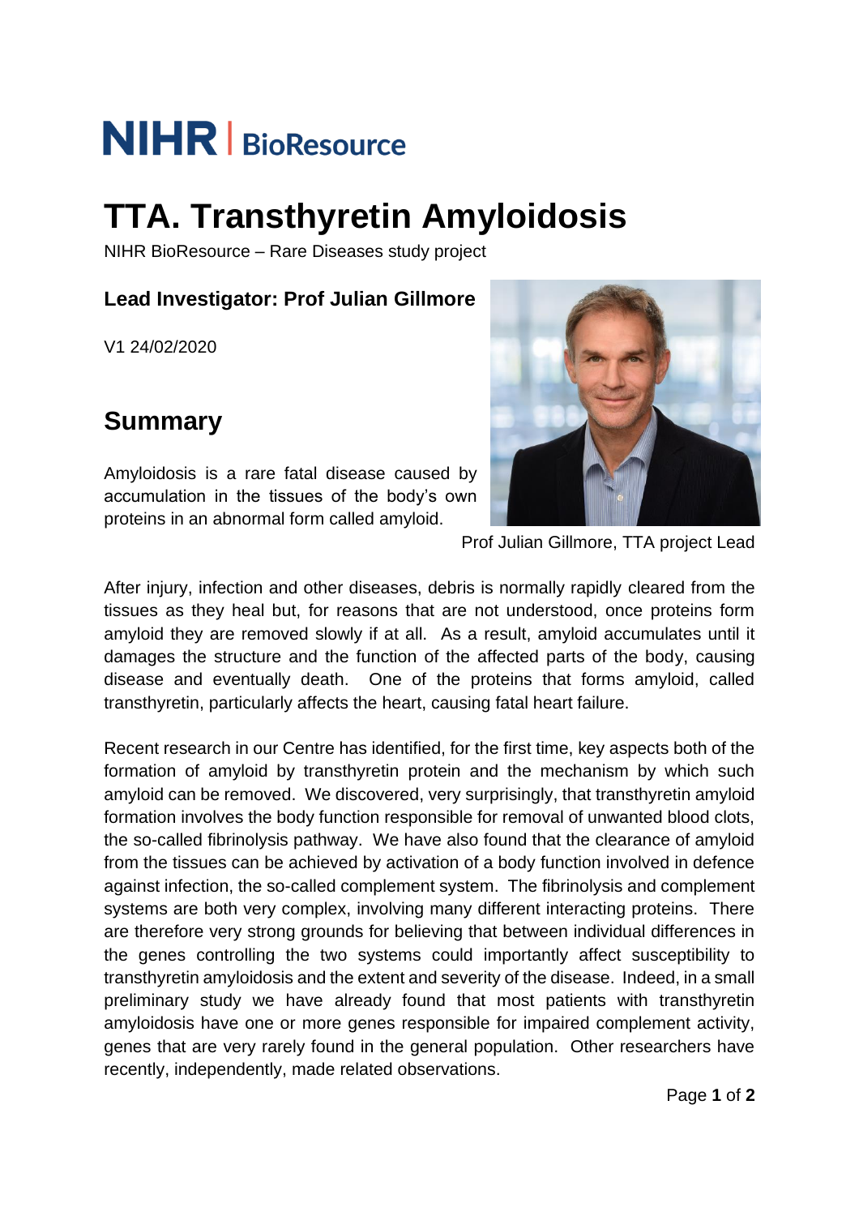NIHR | BioResource

# TTA. Transthyretin Amyloidosis

NIHR BioResource – Rare Diseases study project

### Lead Investigator: Prof Julian Gillmore

V1 24/02/2020

## Summary

Amyloidosis is a rare fatal disease caused by accumulation in the tissues of the body's own proteins in an abnormal form called amyloid.

Prof Julian Gillmore, TTA project Lead

After injury, infection and other diseases, debris is normally rapidly cleared from the tissues as they heal but, for reasons that are not understood, once proteins form amyloid they are removed slowly if at all. As a result, amyloid accumulates until it damages the structure and the function of the affected parts of the body, causing disease and eventually death. One of the proteins that forms amyloid, called transthyretin, particularly affects the heart, causing fatal heart failure.

Recent research in our Centre has identified, for the first time, key aspects both of the formation of amyloid by transthyretin protein and the mechanism by which such amyloid can be removed. We discovered, very surprisingly, that transthyretin amyloid formation involves the body function responsible for removal of unwanted blood clots, the so-called fibrinolysis pathway. We have also found that the clearance of amyloid from the tissues can be achieved by activation of a body function involved in defence against infection, the so-called complement system. The fibrinolysis and complement systems are both very complex, involving many different interacting proteins. There are therefore very strong grounds for believing that between individual differences in the genes controlling the two systems could importantly affect susceptibility to transthyretin amyloidosis and the extent and severity of the disease. Indeed, in a small preliminary study we have already found that most patients with transthyretin amyloidosis have one or more genes responsible for impaired complement activity, genes that are very rarely found in the general population. Other researchers have recently, independently, made related observations.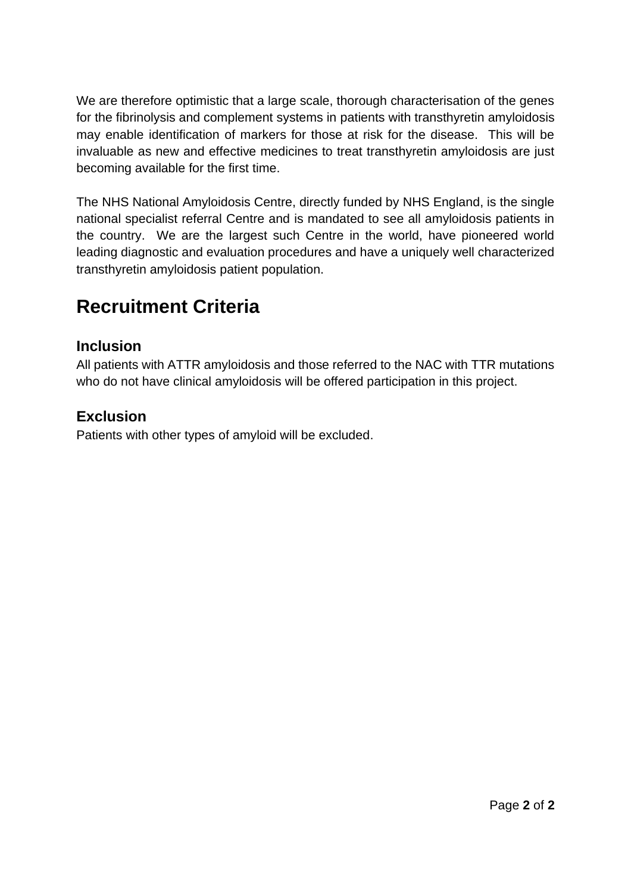We are therefore optimistic that a large scale, thorough characterisation of the genes for the fibrinolysis and complement systems in patients with transthyretin amyloidosis may enable identification of markers for those at risk for the disease. This will be invaluable as new and effective medicines to treat transthyretin amyloidosis are just becoming available for the first time.

The NHS National Amyloidosis Centre, directly funded by NHS England, is the single national specialist referral Centre and is mandated to see all amyloidosis patients in the country. We are the largest such Centre in the world, have pioneered world leading diagnostic and evaluation procedures and have a uniquely well characterized transthyretin amyloidosis patient population.

# Recruitment Criteria

## Inclusion

All patients with ATTR amyloidosis and those referred to the NAC with TTR mutations who do not have clinical amyloidosis will be offered participation in this project.

## Exclusion

Patients with other types of amyloid will be excluded.